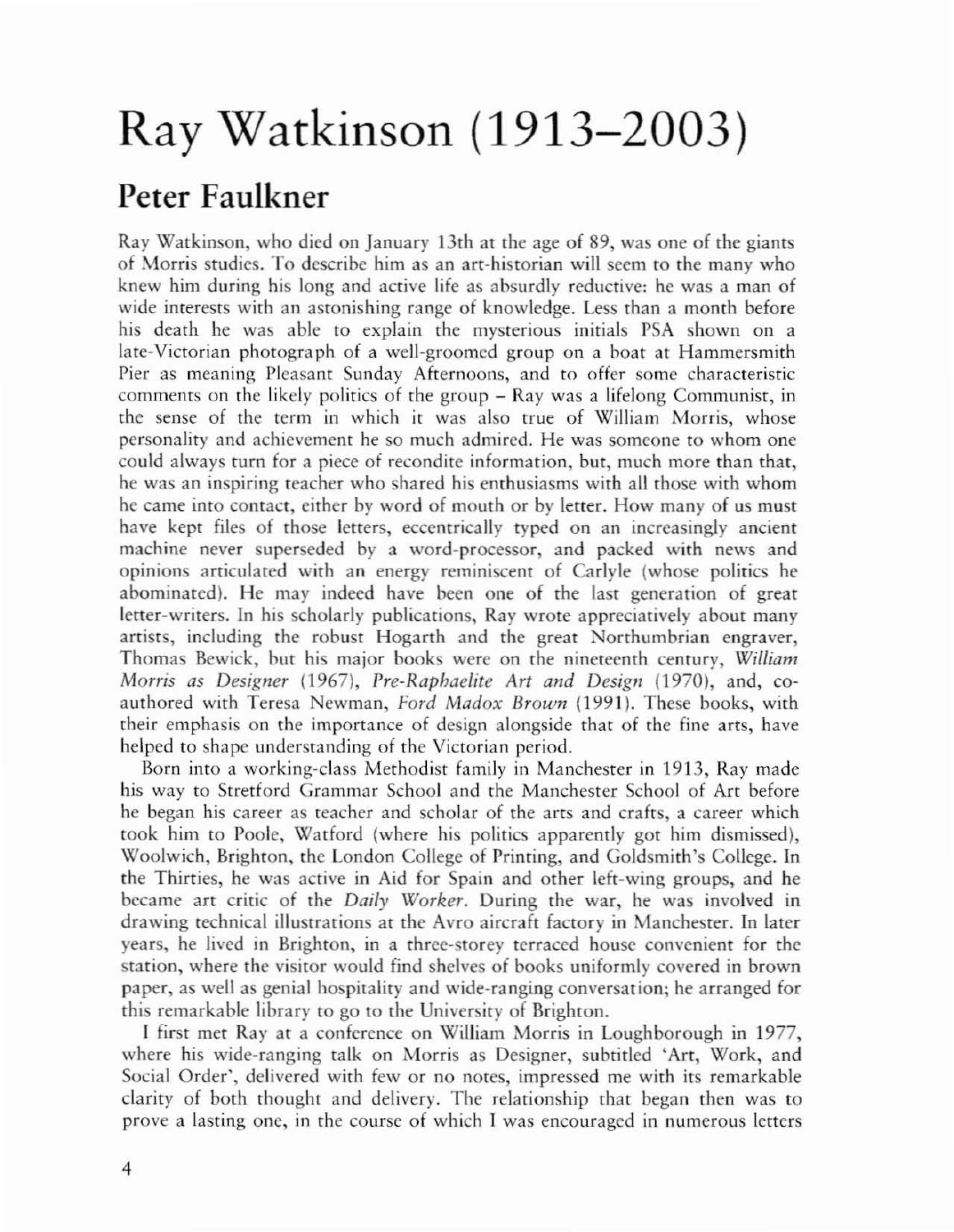# Ray Watkinson (1913–2003)

## Peter Faulkner

Ray Watkinson, who died on January 13th at the age of 89, was one of the giants of Morris studies. To describe him as an art-historian will seem to the many who knew him during his long and active life as absurdly reductive: he was a man of wide interests with an astonishing range of knowledge. Less than a month before his death he was able to explain the mysterious initials PSA shown on a late-Victorian photograph of a well-groomed group on a boat at Hammersmith Pier as meaning Pleasant Sunday Afternoons, and to offer some characteristic comments on the likely politics of the group – Ray was a lifelong Communist, in the sense of the term in which it was also true of William Morris, whose personality and achievement he so much admired. He was someone to whom one could always turn for a piece of recondite information, but, much more than that, he was an inspiring teacher who shared his enthusiasms with all those with whom he came into contact, either by word of mouth or by letter. How many of us must have kept files of those letters, eccentrically typed on an increasingly ancient machine never superseded by a word-processor, and packed with news and opinions articulated with an energy reminiscent of Carlyle (whose politics he abominated). He may indeed have been one of the last generation of great letter-writers. In his scholarly publications, Ray wrote appreciatively about many artists, including the robust Hogarth and the great Northumbrian engraver, Thomas Bewick, but his major books were on the nineteenth century, *William Morris as Designer* (1967), *Pre-Raphaelite Art and Design* (1970), and, co-authored with Teresa Newman, *Ford Madox Brown* (1991). These books, with their emphasis on the importance of design alongside that of the fine arts, have helped to shape understanding of the Victorian period.

Born into a working-class Methodist family in Manchester in 1913, Ray made his way to Stretford Grammar School and the Manchester School of Art before he began his career as teacher and scholar of the arts and crafts, a career which took him to Poole, Watford (where his politics apparently got him dismissed), Woolwich, Brighton, the London College of Printing, and Goldsmith's College. In the Thirties, he was active in Aid for Spain and other left-wing groups, and he became art critic of the *Daily Worker*. During the war, he was involved in drawing technical illustrations at the Avro aircraft factory in Manchester. In later years, he lived in Brighton, in a three-storey terraced house convenient for the station, where the visitor would find shelves of books uniformly covered in brown paper, as well as genial hospitality and wide-ranging conversation; he arranged for this remarkable library to go to the University of Brighton.

I first met Ray at a conference on William Morris in Loughborough in 1977, where his wide-ranging talk on Morris as Designer, subtitled 'Art, Work, and Social Order', delivered with few or no notes, impressed me with its remarkable clarity of both thought and delivery. The relationship that began then was to prove a lasting one, in the course of which I was encouraged in numerous letters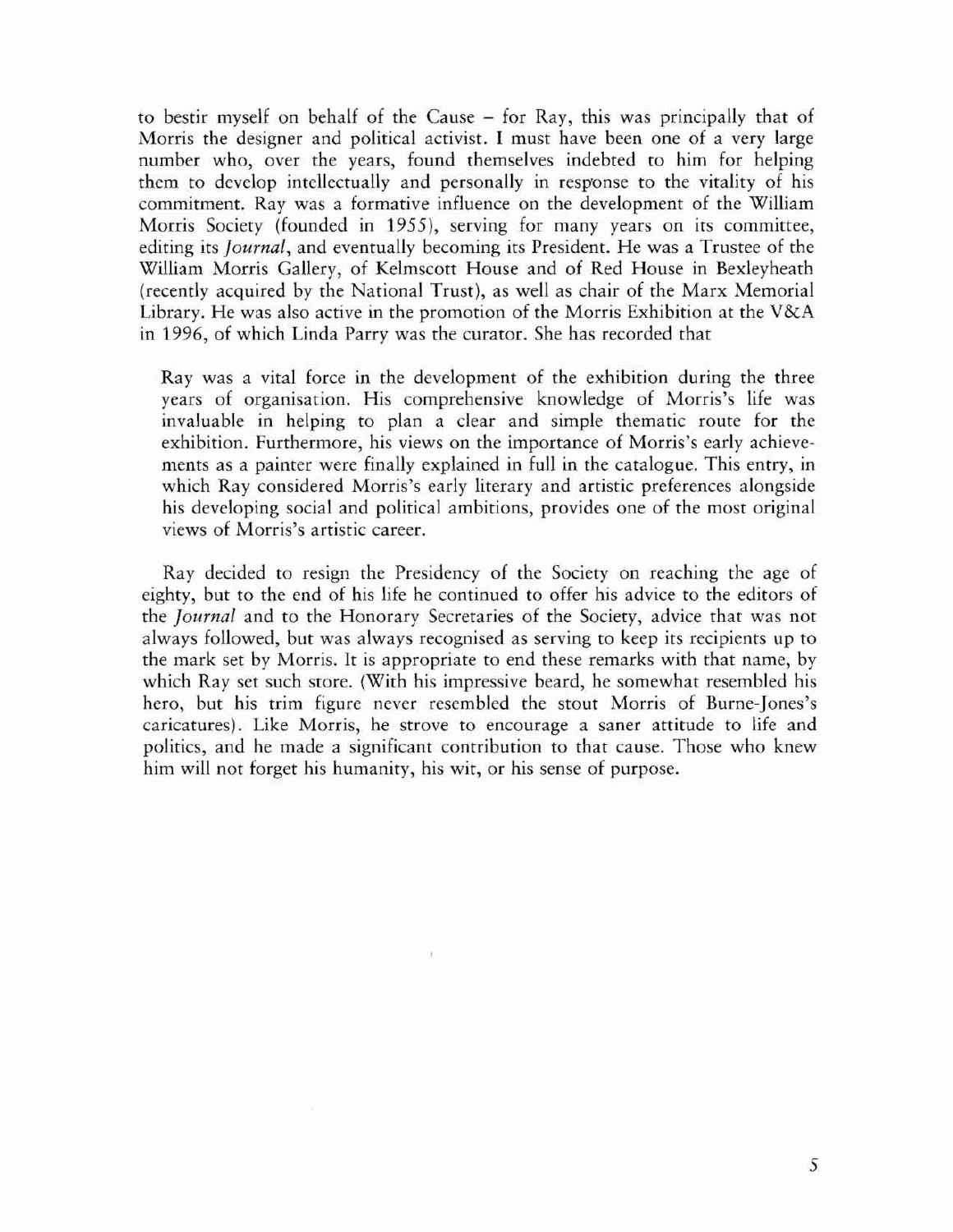to bestir myself on behalf of the Cause – for Ray, this was principally that of Morris the designer and political activist. I must have been one of a very large number who, over the years, found themselves indebted to him for helping them to develop intellectually and personally in response to the vitality of his commitment. Ray was a formative influence on the development of the William Morris Society (founded in 1955), serving for many years on its committee, editing its *Journal*, and eventually becoming its President. He was a Trustee of the William Morris Gallery, of Kelmscott House and of Red House in Bexleyheath (recently acquired by the National Trust), as well as chair of the Marx Memorial Library. He was also active in the promotion of the Morris Exhibition at the V&A in 1996, of which Linda Parry was the curator. She has recorded that

> Ray was a vital force in the development of the exhibition during the three years of organisation. His comprehensive knowledge of Morris's life was invaluable in helping to plan a clear and simple thematic route for the exhibition. Furthermore, his views on the importance of Morris's early achievements as a painter were finally explained in full in the catalogue. This entry, in which Ray considered Morris's early literary and artistic preferences alongside his developing social and political ambitions, provides one of the most original views of Morris's artistic career.

Ray decided to resign the Presidency of the Society on reaching the age of eighty, but to the end of his life he continued to offer his advice to the editors of the *Journal* and to the Honorary Secretaries of the Society, advice that was not always followed, but was always recognised as serving to keep its recipients up to the mark set by Morris. It is appropriate to end these remarks with that name, by which Ray set such store. (With his impressive beard, he somewhat resembled his hero, but his trim figure never resembled the stout Morris of Burne-Jones's caricatures). Like Morris, he strove to encourage a saner attitude to life and politics, and he made a significant contribution to that cause. Those who knew him will not forget his humanity, his wit, or his sense of purpose.